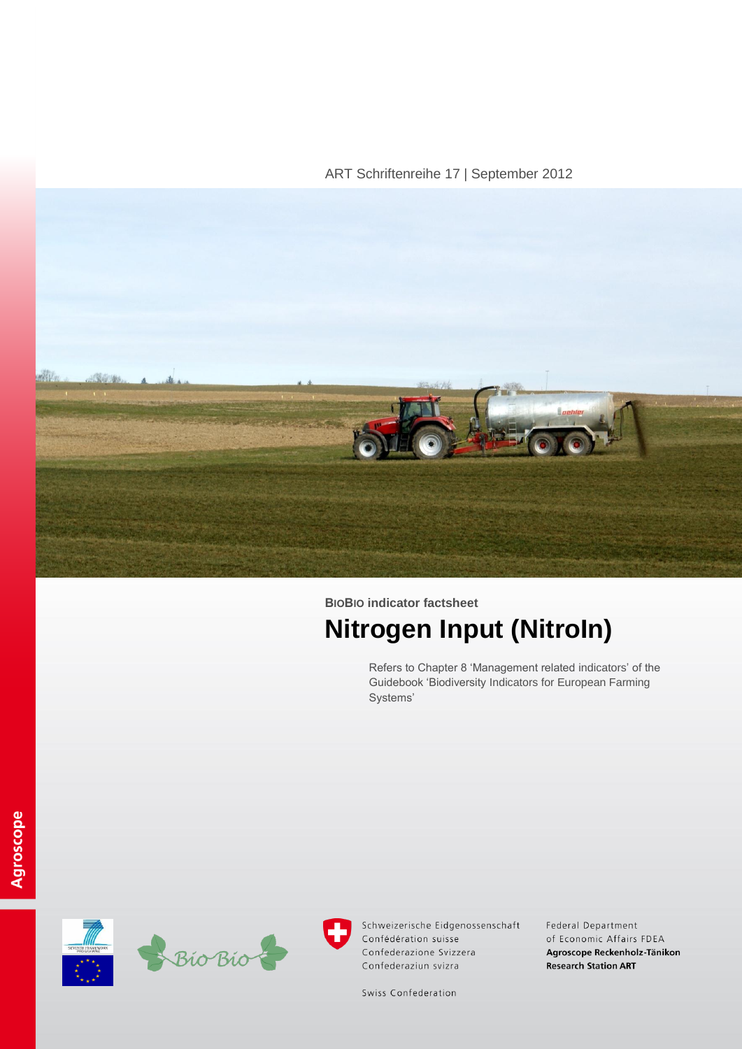ART Schriftenreihe 17 | September 2012

**BioBio indicator factsheet**

# Nitrogen Input (NitroIn)

Refers to Chapter 8 'Management related indicators' of the Guidebook 'Biodiversity Indicators for European Farming Systems'

Agroscope

Schweizerische Eidgenossenschaft
Confédération suisse
Confederazione Svizzera
Confederaziun svizra

Swiss Confederation

Federal Department
of Economic Affairs FDEA
**Agroscope Reckenholz-Tänikon**
**Research Station ART**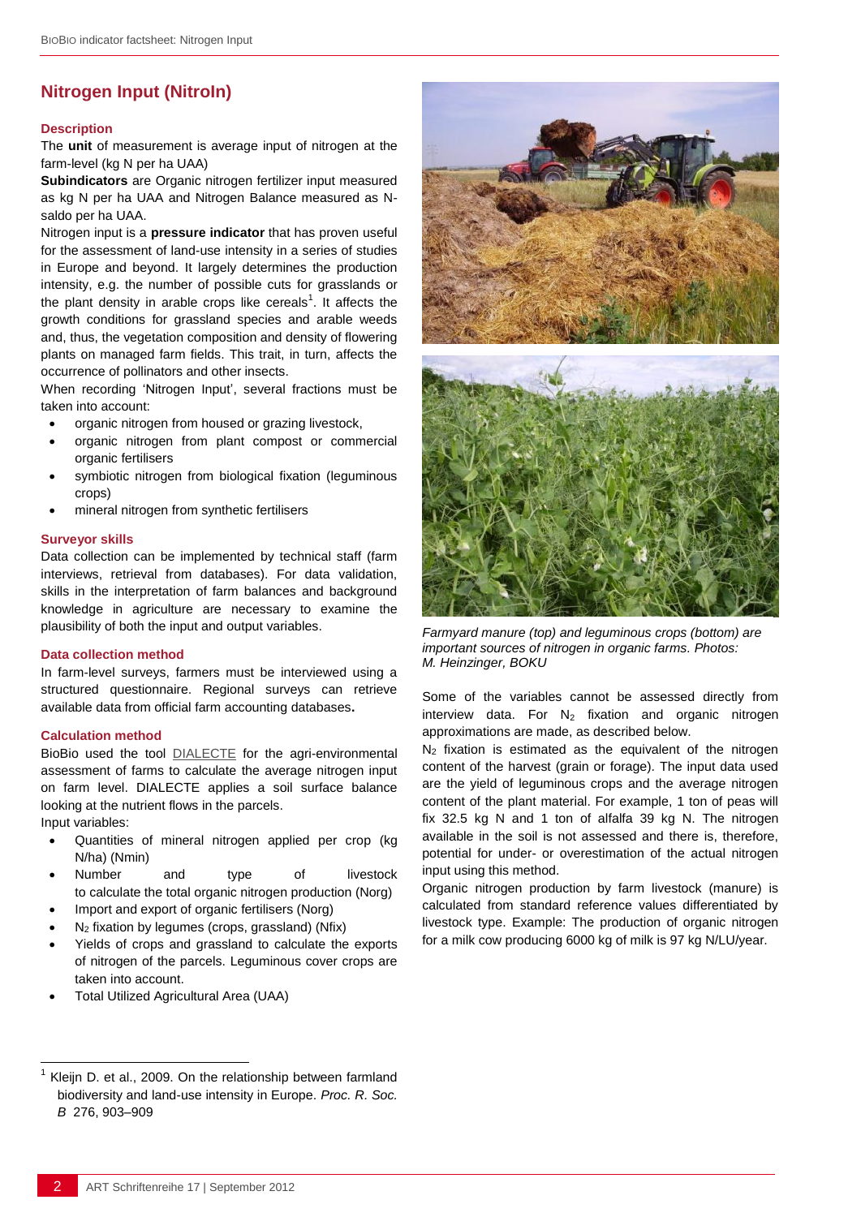## Nitrogen Input (NitroIn)

### Description

The **unit** of measurement is average input of nitrogen at the farm-level (kg N per ha UAA)

**Subindicators** are Organic nitrogen fertilizer input measured as kg N per ha UAA and Nitrogen Balance measured as N-saldo per ha UAA.

Nitrogen input is a **pressure indicator** that has proven useful for the assessment of land-use intensity in a series of studies in Europe and beyond. It largely determines the production intensity, e.g. the number of possible cuts for grasslands or the plant density in arable crops like cereals[1]. It affects the growth conditions for grassland species and arable weeds and, thus, the vegetation composition and density of flowering plants on managed farm fields. This trait, in turn, affects the occurrence of pollinators and other insects.

When recording 'Nitrogen Input', several fractions must be taken into account:

- organic nitrogen from housed or grazing livestock,
- organic nitrogen from plant compost or commercial organic fertilisers
- symbiotic nitrogen from biological fixation (leguminous crops)
- mineral nitrogen from synthetic fertilisers

### Surveyor skills

Data collection can be implemented by technical staff (farm interviews, retrieval from databases). For data validation, skills in the interpretation of farm balances and background knowledge in agriculture are necessary to examine the plausibility of both the input and output variables.

### Data collection method

In farm-level surveys, farmers must be interviewed using a structured questionnaire. Regional surveys can retrieve available data from official farm accounting databases.

### Calculation method

BioBio used the tool DIALECTE for the agri-environmental assessment of farms to calculate the average nitrogen input on farm level. DIALECTE applies a soil surface balance looking at the nutrient flows in the parcels.

Input variables:

- Quantities of mineral nitrogen applied per crop (kg N/ha) (Nmin)
- Number and type of livestock to calculate the total organic nitrogen production (Norg)
- Import and export of organic fertilisers (Norg)
- $N_2$ fixation by legumes (crops, grassland) (Nfix)
- Yields of crops and grassland to calculate the exports of nitrogen of the parcels. Leguminous cover crops are taken into account.
- Total Utilized Agricultural Area (UAA)

*Farmyard manure (top) and leguminous crops (bottom) are important sources of nitrogen in organic farms. Photos: M. Heinzinger, BOKU*

Some of the variables cannot be assessed directly from interview data. For $N_2$ fixation and organic nitrogen approximations are made, as described below.

$N_2$ fixation is estimated as the equivalent of the nitrogen content of the harvest (grain or forage). The input data used are the yield of leguminous crops and the average nitrogen content of the plant material. For example, 1 ton of peas will fix 32.5 kg N and 1 ton of alfalfa 39 kg N. The nitrogen available in the soil is not assessed and there is, therefore, potential for under- or overestimation of the actual nitrogen input using this method.

Organic nitrogen production by farm livestock (manure) is calculated from standard reference values differentiated by livestock type. Example: The production of organic nitrogen for a milk cow producing 6000 kg of milk is 97 kg N/LU/year.

---

[1] Kleijn D. et al., 2009. On the relationship between farmland biodiversity and land-use intensity in Europe. *Proc. R. Soc. B* 276, 903–909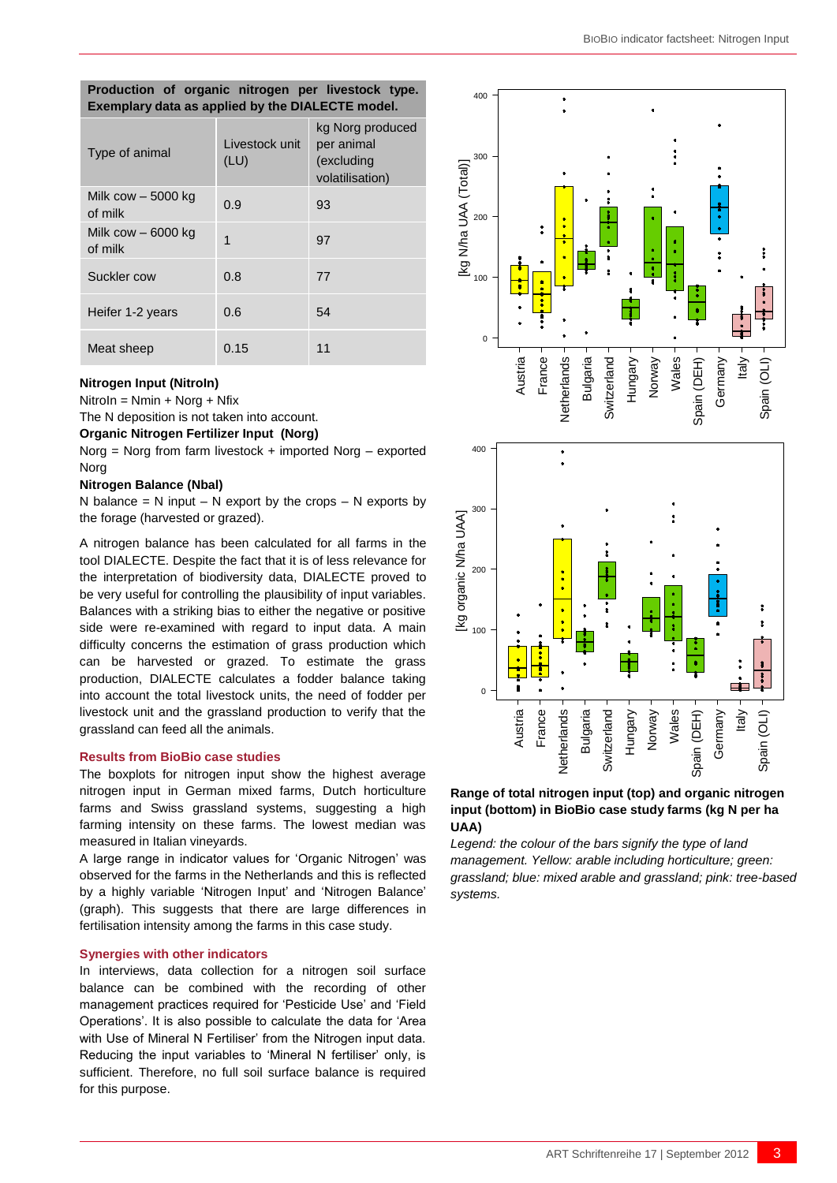| Production of organic nitrogen per livestock type. Exemplary data as applied by the DIALECTE model. | | |
|---|---|---|
| Type of animal | Livestock unit (LU) | kg Norg produced per animal (excluding volatilisation) |
| Milk cow – 5000 kg of milk | 0.9 | 93 |
| Milk cow – 6000 kg of milk | 1 | 97 |
| Suckler cow | 0.8 | 77 |
| Heifer 1-2 years | 0.6 | 54 |
| Meat sheep | 0.15 | 11 |

**Nitrogen Input (NitroIn)**

NitroIn = Nmin + Norg + Nfix

The N deposition is not taken into account.

**Organic Nitrogen Fertilizer Input (Norg)**

Norg = Norg from farm livestock + imported Norg – exported Norg

**Nitrogen Balance (Nbal)**

N balance = N input – N export by the crops – N exports by the forage (harvested or grazed).

A nitrogen balance has been calculated for all farms in the tool DIALECTE. Despite the fact that it is of less relevance for the interpretation of biodiversity data, DIALECTE proved to be very useful for controlling the plausibility of input variables. Balances with a striking bias to either the negative or positive side were re-examined with regard to input data. A main difficulty concerns the estimation of grass production which can be harvested or grazed. To estimate the grass production, DIALECTE calculates a fodder balance taking into account the total livestock units, the need of fodder per livestock unit and the grassland production to verify that the grassland can feed all the animals.

## Results from BioBio case studies

The boxplots for nitrogen input show the highest average nitrogen input in German mixed farms, Dutch horticulture farms and Swiss grassland systems, suggesting a high farming intensity on these farms. The lowest median was measured in Italian vineyards.

A large range in indicator values for 'Organic Nitrogen' was observed for the farms in the Netherlands and this is reflected by a highly variable 'Nitrogen Input' and 'Nitrogen Balance' (graph). This suggests that there are large differences in fertilisation intensity among the farms in this case study.

## Synergies with other indicators

In interviews, data collection for a nitrogen soil surface balance can be combined with the recording of other management practices required for 'Pesticide Use' and 'Field Operations'. It is also possible to calculate the data for 'Area with Use of Mineral N Fertiliser' from the Nitrogen input data. Reducing the input variables to 'Mineral N fertiliser' only, is sufficient. Therefore, no full soil surface balance is required for this purpose.

**Range of total nitrogen input (top) and organic nitrogen input (bottom) in BioBio case study farms (kg N per ha UAA)**

*Legend: the colour of the bars signify the type of land management. Yellow: arable including horticulture; green: grassland; blue: mixed arable and grassland; pink: tree-based systems.*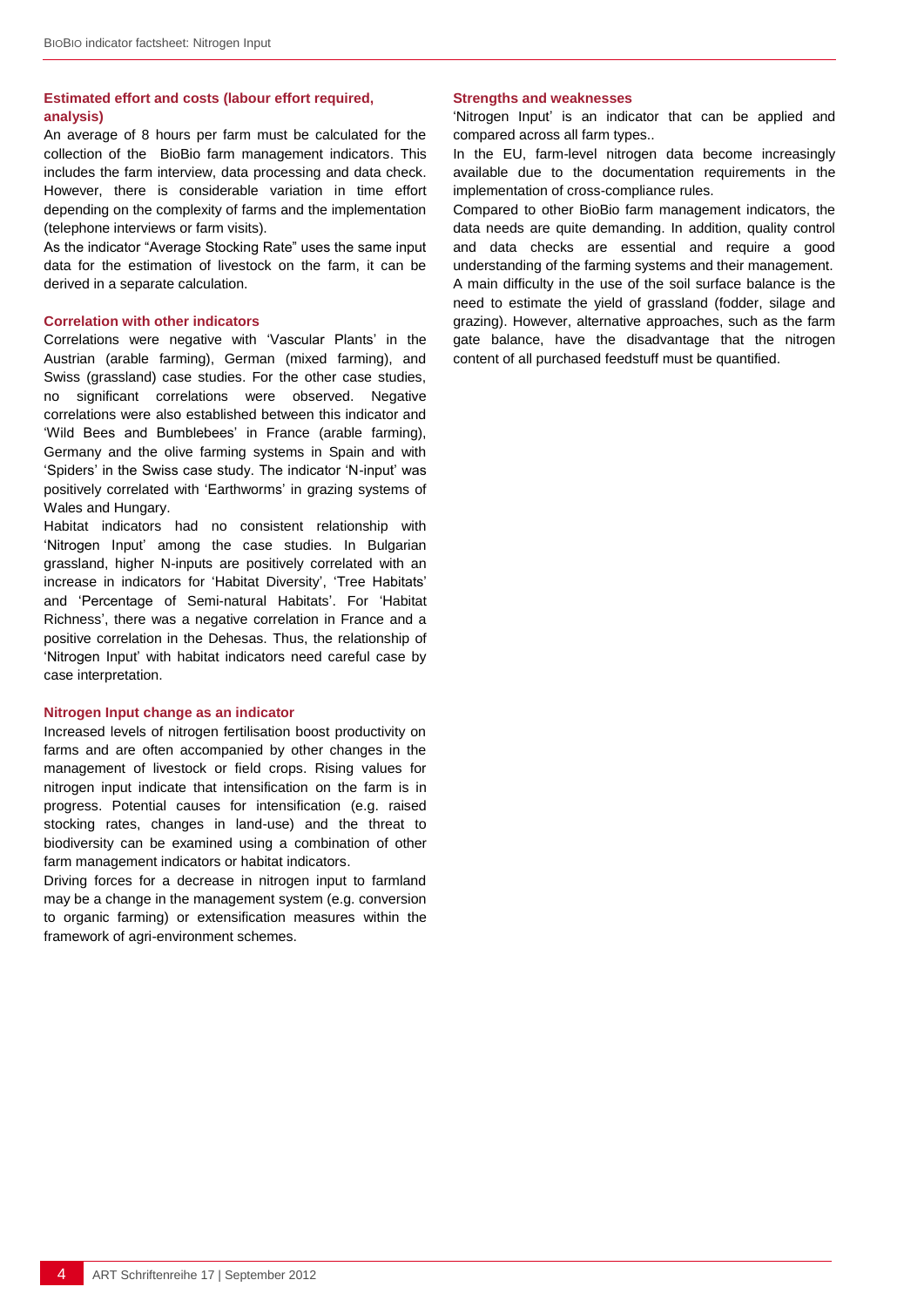### Estimated effort and costs (labour effort required, analysis)

An average of 8 hours per farm must be calculated for the collection of the BioBio farm management indicators. This includes the farm interview, data processing and data check. However, there is considerable variation in time effort depending on the complexity of farms and the implementation (telephone interviews or farm visits).

As the indicator "Average Stocking Rate" uses the same input data for the estimation of livestock on the farm, it can be derived in a separate calculation.

### Correlation with other indicators

Correlations were negative with 'Vascular Plants' in the Austrian (arable farming), German (mixed farming), and Swiss (grassland) case studies. For the other case studies, no significant correlations were observed. Negative correlations were also established between this indicator and 'Wild Bees and Bumblebees' in France (arable farming), Germany and the olive farming systems in Spain and with 'Spiders' in the Swiss case study. The indicator 'N-input' was positively correlated with 'Earthworms' in grazing systems of Wales and Hungary.

Habitat indicators had no consistent relationship with 'Nitrogen Input' among the case studies. In Bulgarian grassland, higher N-inputs are positively correlated with an increase in indicators for 'Habitat Diversity', 'Tree Habitats' and 'Percentage of Semi-natural Habitats'. For 'Habitat Richness', there was a negative correlation in France and a positive correlation in the Dehesas. Thus, the relationship of 'Nitrogen Input' with habitat indicators need careful case by case interpretation.

### Nitrogen Input change as an indicator

Increased levels of nitrogen fertilisation boost productivity on farms and are often accompanied by other changes in the management of livestock or field crops. Rising values for nitrogen input indicate that intensification on the farm is in progress. Potential causes for intensification (e.g. raised stocking rates, changes in land-use) and the threat to biodiversity can be examined using a combination of other farm management indicators or habitat indicators.

Driving forces for a decrease in nitrogen input to farmland may be a change in the management system (e.g. conversion to organic farming) or extensification measures within the framework of agri-environment schemes.

### Strengths and weaknesses

'Nitrogen Input' is an indicator that can be applied and compared across all farm types..

In the EU, farm-level nitrogen data become increasingly available due to the documentation requirements in the implementation of cross-compliance rules.

Compared to other BioBio farm management indicators, the data needs are quite demanding. In addition, quality control and data checks are essential and require a good understanding of the farming systems and their management.

A main difficulty in the use of the soil surface balance is the need to estimate the yield of grassland (fodder, silage and grazing). However, alternative approaches, such as the farm gate balance, have the disadvantage that the nitrogen content of all purchased feedstuff must be quantified.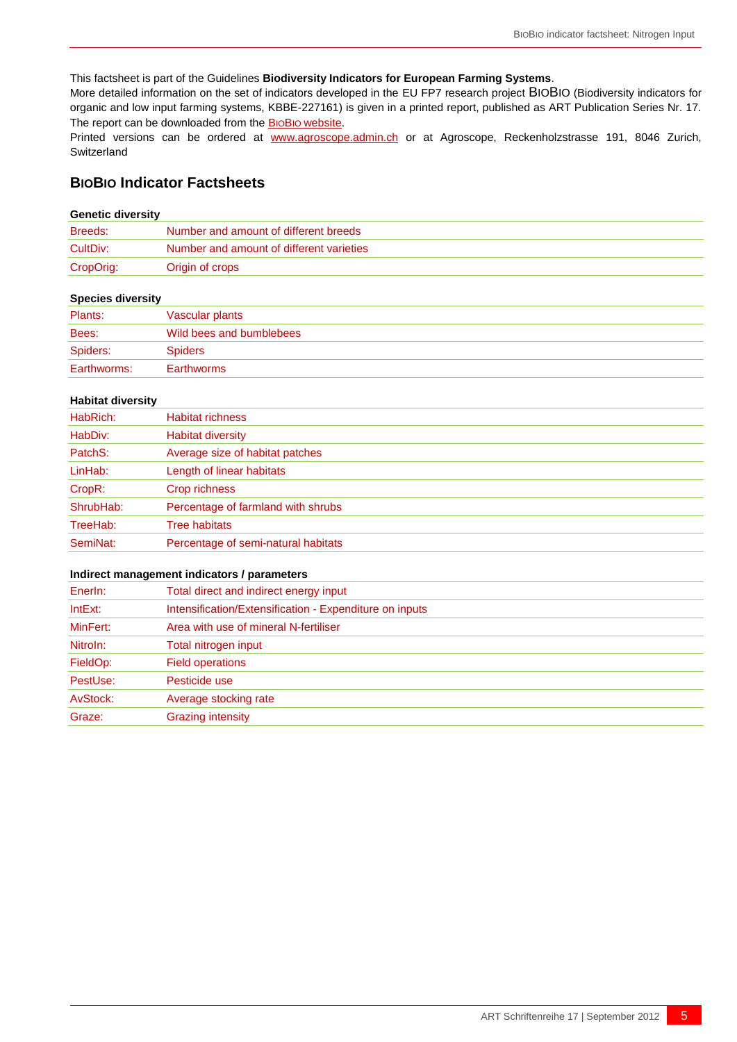This factsheet is part of the Guidelines **Biodiversity Indicators for European Farming Systems**.
More detailed information on the set of indicators developed in the EU FP7 research project BIOBIO (Biodiversity indicators for organic and low input farming systems, KBBE-227161) is given in a printed report, published as ART Publication Series Nr. 17. The report can be downloaded from the BIOBIO website.
Printed versions can be ordered at www.agroscope.admin.ch or at Agroscope, Reckenholzstrasse 191, 8046 Zurich, Switzerland

## BIOBIO Indicator Factsheets

### Genetic diversity

| | |
|---|---|
| Breeds: | Number and amount of different breeds |
| CultDiv: | Number and amount of different varieties |
| CropOrig: | Origin of crops |

### Species diversity

| | |
|---|---|
| Plants: | Vascular plants |
| Bees: | Wild bees and bumblebees |
| Spiders: | Spiders |
| Earthworms: | Earthworms |

### Habitat diversity

| | |
|---|---|
| HabRich: | Habitat richness |
| HabDiv: | Habitat diversity |
| PatchS: | Average size of habitat patches |
| LinHab: | Length of linear habitats |
| CropR: | Crop richness |
| ShrubHab: | Percentage of farmland with shrubs |
| TreeHab: | Tree habitats |
| SemiNat: | Percentage of semi-natural habitats |

### Indirect management indicators / parameters

| | |
|---|---|
| EnerIn: | Total direct and indirect energy input |
| IntExt: | Intensification/Extensification - Expenditure on inputs |
| MinFert: | Area with use of mineral N-fertiliser |
| NitroIn: | Total nitrogen input |
| FieldOp: | Field operations |
| PestUse: | Pesticide use |
| AvStock: | Average stocking rate |
| Graze: | Grazing intensity |